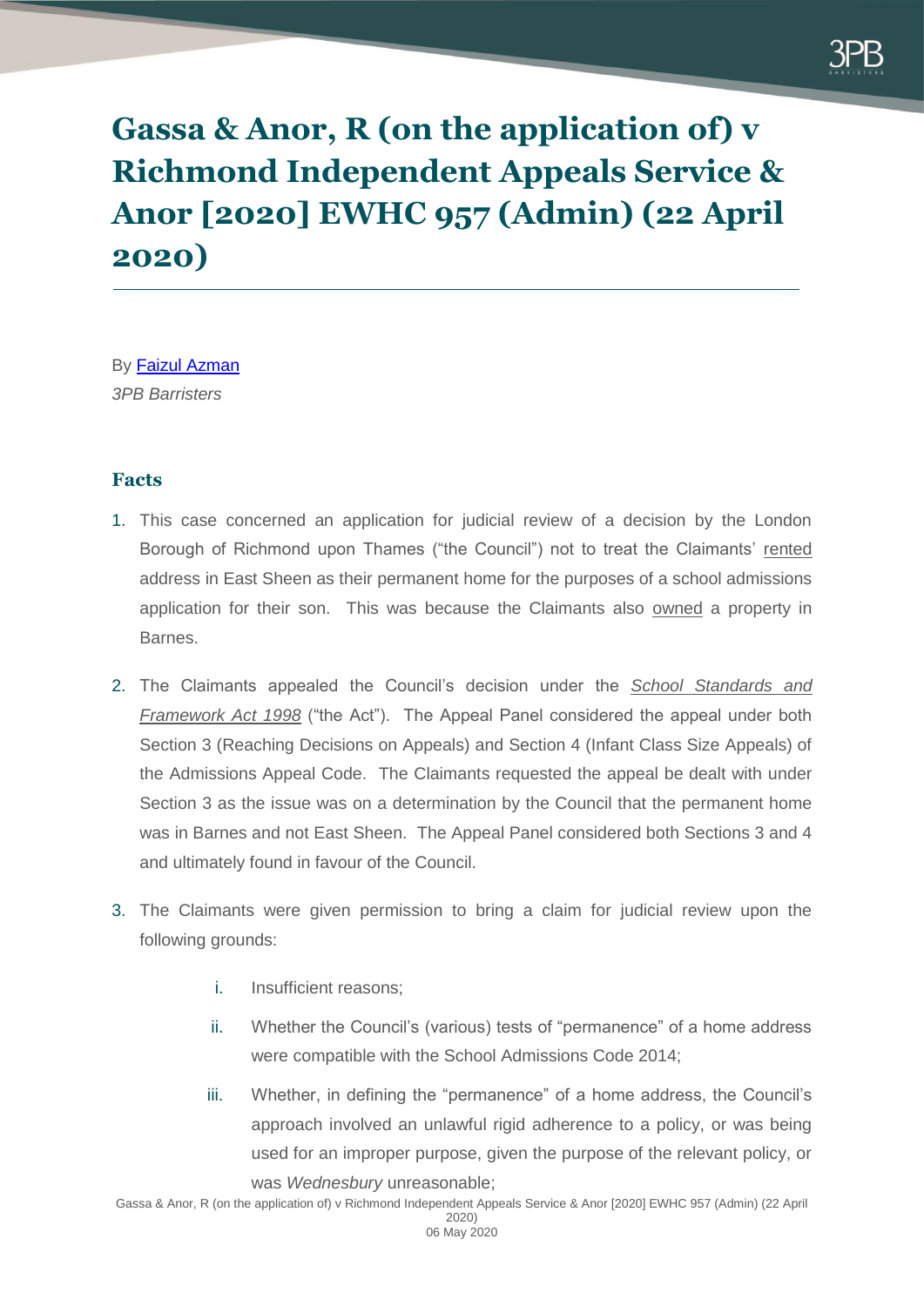# Gassa & Anor, R (on the application of) v Richmond Independent Appeals Service & Anor [2020] EWHC 957 (Admin) (22 April 2020)

By [Faizul Azman]
*3PB Barristers*

## Facts

1. This case concerned an application for judicial review of a decision by the London Borough of Richmond upon Thames ("the Council") not to treat the Claimants' rented address in East Sheen as their permanent home for the purposes of a school admissions application for their son. This was because the Claimants also owned a property in Barnes.

2. The Claimants appealed the Council's decision under the *School Standards and Framework Act 1998* ("the Act"). The Appeal Panel considered the appeal under both Section 3 (Reaching Decisions on Appeals) and Section 4 (Infant Class Size Appeals) of the Admissions Appeal Code. The Claimants requested the appeal be dealt with under Section 3 as the issue was on a determination by the Council that the permanent home was in Barnes and not East Sheen. The Appeal Panel considered both Sections 3 and 4 and ultimately found in favour of the Council.

3. The Claimants were given permission to bring a claim for judicial review upon the following grounds:

   i. Insufficient reasons;

   ii. Whether the Council's (various) tests of "permanence" of a home address were compatible with the School Admissions Code 2014;

   iii. Whether, in defining the "permanence" of a home address, the Council's approach involved an unlawful rigid adherence to a policy, or was being used for an improper purpose, given the purpose of the relevant policy, or was *Wednesbury* unreasonable;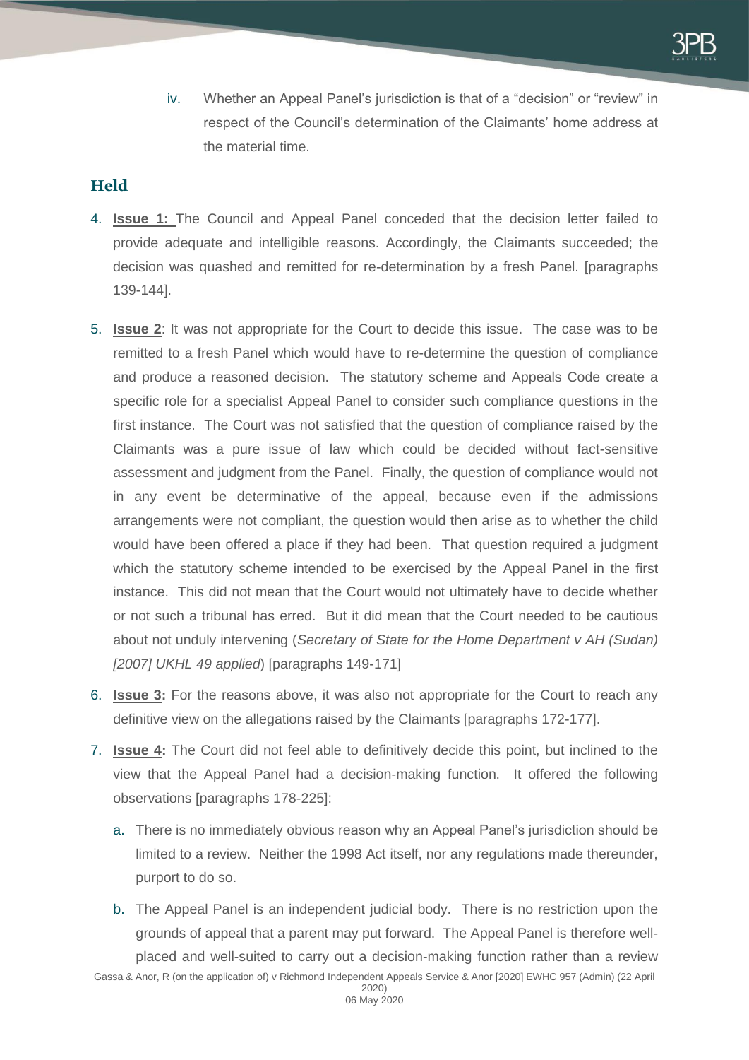iv. Whether an Appeal Panel's jurisdiction is that of a "decision" or "review" in respect of the Council's determination of the Claimants' home address at the material time.

## Held

4. **Issue 1:** The Council and Appeal Panel conceded that the decision letter failed to provide adequate and intelligible reasons. Accordingly, the Claimants succeeded; the decision was quashed and remitted for re-determination by a fresh Panel. [paragraphs 139-144].

5. **Issue 2**: It was not appropriate for the Court to decide this issue. The case was to be remitted to a fresh Panel which would have to re-determine the question of compliance and produce a reasoned decision. The statutory scheme and Appeals Code create a specific role for a specialist Appeal Panel to consider such compliance questions in the first instance. The Court was not satisfied that the question of compliance raised by the Claimants was a pure issue of law which could be decided without fact-sensitive assessment and judgment from the Panel. Finally, the question of compliance would not in any event be determinative of the appeal, because even if the admissions arrangements were not compliant, the question would then arise as to whether the child would have been offered a place if they had been. That question required a judgment which the statutory scheme intended to be exercised by the Appeal Panel in the first instance. This did not mean that the Court would not ultimately have to decide whether or not such a tribunal has erred. But it did mean that the Court needed to be cautious about not unduly intervening (*Secretary of State for the Home Department v AH (Sudan) [2007] UKHL 49 applied*) [paragraphs 149-171]

6. **Issue 3:** For the reasons above, it was also not appropriate for the Court to reach any definitive view on the allegations raised by the Claimants [paragraphs 172-177].

7. **Issue 4:** The Court did not feel able to definitively decide this point, but inclined to the view that the Appeal Panel had a decision-making function. It offered the following observations [paragraphs 178-225]:

   a. There is no immediately obvious reason why an Appeal Panel's jurisdiction should be limited to a review. Neither the 1998 Act itself, nor any regulations made thereunder, purport to do so.

   b. The Appeal Panel is an independent judicial body. There is no restriction upon the grounds of appeal that a parent may put forward. The Appeal Panel is therefore well-placed and well-suited to carry out a decision-making function rather than a review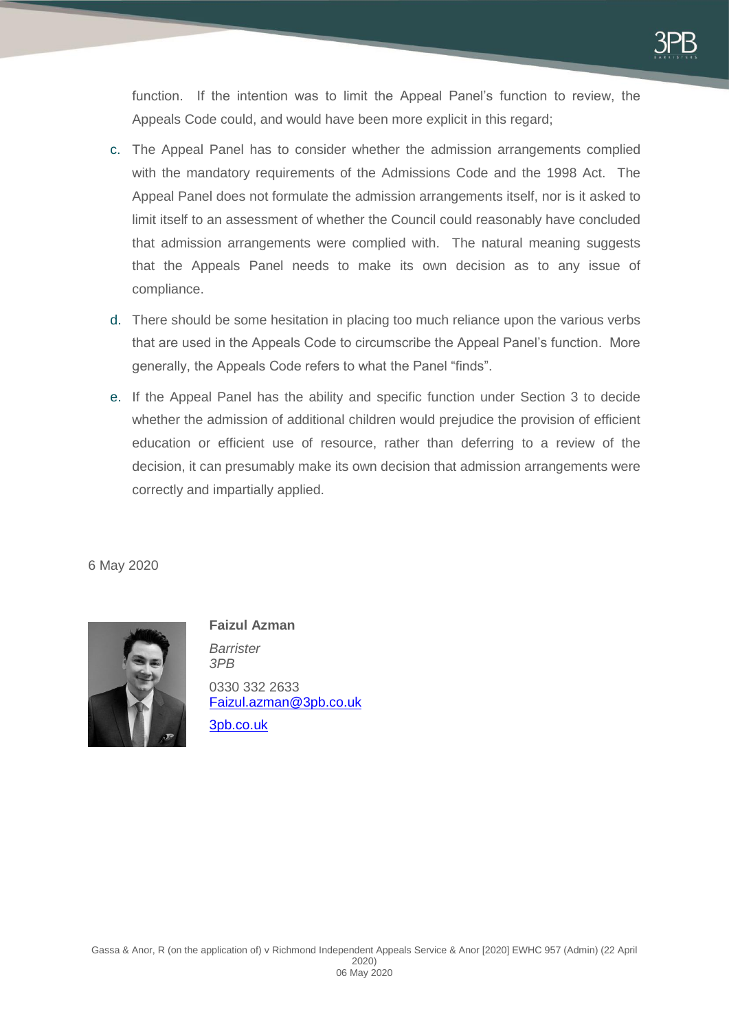function. If the intention was to limit the Appeal Panel's function to review, the Appeals Code could, and would have been more explicit in this regard;

c. The Appeal Panel has to consider whether the admission arrangements complied with the mandatory requirements of the Admissions Code and the 1998 Act. The Appeal Panel does not formulate the admission arrangements itself, nor is it asked to limit itself to an assessment of whether the Council could reasonably have concluded that admission arrangements were complied with. The natural meaning suggests that the Appeals Panel needs to make its own decision as to any issue of compliance.

d. There should be some hesitation in placing too much reliance upon the various verbs that are used in the Appeals Code to circumscribe the Appeal Panel's function. More generally, the Appeals Code refers to what the Panel "finds".

e. If the Appeal Panel has the ability and specific function under Section 3 to decide whether the admission of additional children would prejudice the provision of efficient education or efficient use of resource, rather than deferring to a review of the decision, it can presumably make its own decision that admission arrangements were correctly and impartially applied.

6 May 2020

**Faizul Azman**

*Barrister*
*3PB*

0330 332 2633
Faizul.azman@3pb.co.uk

3pb.co.uk